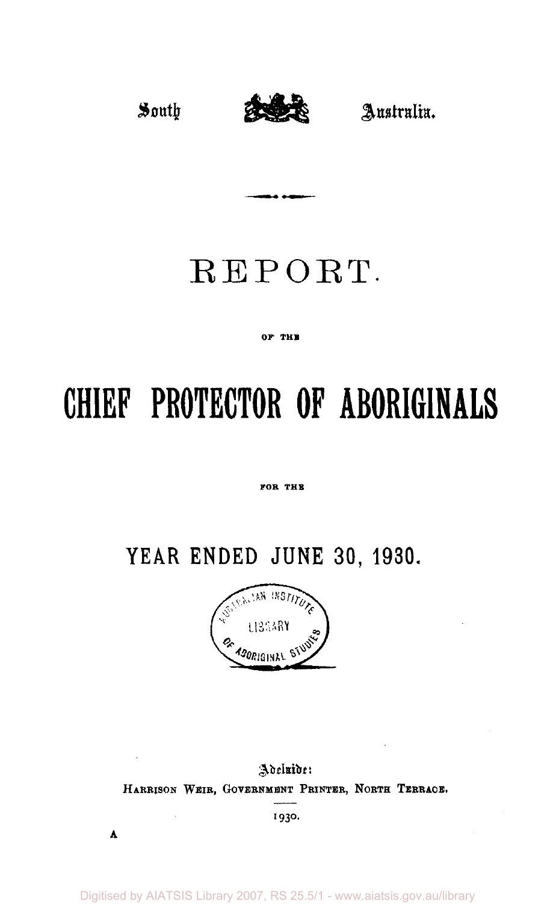South Australia.

# REPORT

OF THE

# CHIEF PROTECTOR OF ABORIGINALS

FOR THE

## YEAR ENDED JUNE 30, 1930.

Adelaide:
HARRISON WEIR, GOVERNMENT PRINTER, NORTH TERRACE.

1930.

A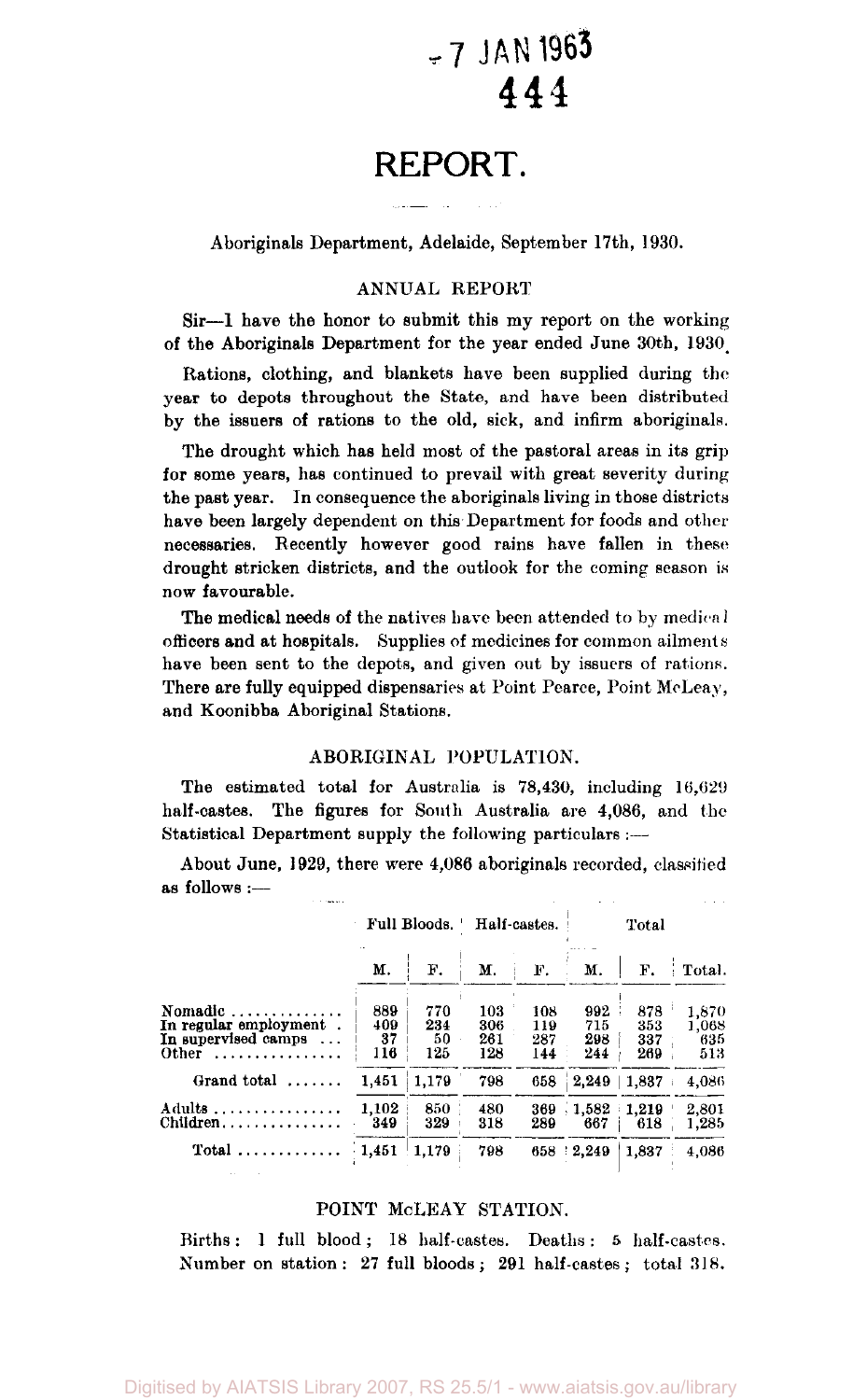-7 JAN 1963
444

# REPORT.

Aboriginals Department, Adelaide, September 17th, 1930.

## ANNUAL REPORT

Sir—I have the honor to submit this my report on the working of the Aboriginals Department for the year ended June 30th, 1930.

Rations, clothing, and blankets have been supplied during the year to depots throughout the State, and have been distributed by the issuers of rations to the old, sick, and infirm aboriginals.

The drought which has held most of the pastoral areas in its grip for some years, has continued to prevail with great severity during the past year. In consequence the aboriginals living in those districts have been largely dependent on this Department for foods and other necessaries. Recently however good rains have fallen in these drought stricken districts, and the outlook for the coming season is now favourable.

The medical needs of the natives have been attended to by medical officers and at hospitals. Supplies of medicines for common ailments have been sent to the depots, and given out by issuers of rations. There are fully equipped dispensaries at Point Pearce, Point McLeay, and Koonibba Aboriginal Stations.

## ABORIGINAL POPULATION.

The estimated total for Australia is 78,430, including 16,629 half-castes. The figures for South Australia are 4,086, and the Statistical Department supply the following particulars :—

About June, 1929, there were 4,086 aboriginals recorded, classified as follows :—

| | Full Bloods. | | Half-castes. | | Total | | |
|---|---|---|---|---|---|---|---|
| | M. | F. | M. | F. | M. | F. | Total. |
| Nomadic | 889 | 770 | 103 | 108 | 992 | 878 | 1,870 |
| In regular employment | 409 | 234 | 306 | 119 | 715 | 353 | 1,068 |
| In supervised camps | 37 | 50 | 261 | 287 | 298 | 337 | 635 |
| Other | 116 | 125 | 128 | 144 | 244 | 269 | 513 |
| Grand total | 1,451 | 1,179 | 798 | 658 | 2,249 | 1,837 | 4,086 |
| Adults | 1,102 | 850 | 480 | 369 | 1,582 | 1,219 | 2,801 |
| Children | 349 | 329 | 318 | 289 | 667 | 618 | 1,285 |
| Total | 1,451 | 1,179 | 798 | 658 | 2,249 | 1,837 | 4,086 |

## POINT McLEAY STATION.

Births: 1 full blood; 18 half-castes. Deaths: 5 half-castes. Number on station: 27 full bloods; 291 half-castes; total 318.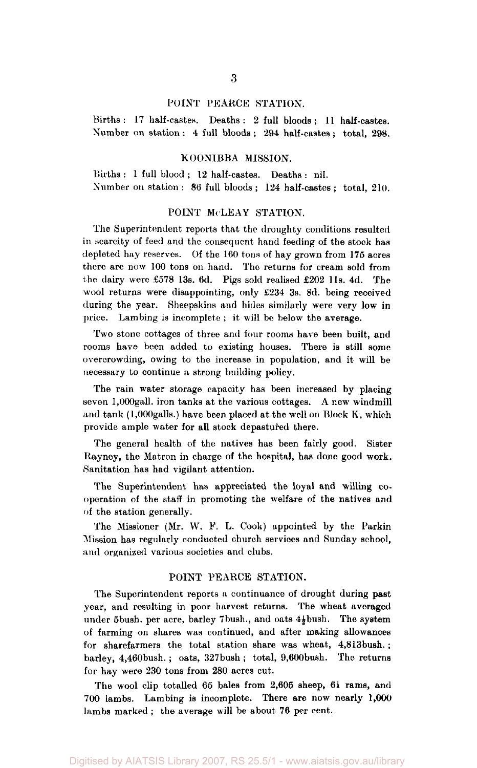## POINT PEARCE STATION.

Births: 17 half-castes. Deaths: 2 full bloods; 11 half-castes.
Number on station: 4 full bloods; 294 half-castes; total, 298.

## KOONIBBA MISSION.

Births: 1 full blood; 12 half-castes. Deaths: nil.
Number on station: 86 full bloods; 124 half-castes; total, 210.

## POINT McLEAY STATION.

The Superintendent reports that the droughty conditions resulted in scarcity of feed and the consequent hand feeding of the stock has depleted hay reserves. Of the 160 tons of hay grown from 175 acres there are now 100 tons on hand. The returns for cream sold from the dairy were £578 13s. 6d. Pigs sold realised £202 11s. 4d. The wool returns were disappointing, only £234 3s. 8d. being received during the year. Sheepskins and hides similarly were very low in price. Lambing is incomplete; it will be below the average.

Two stone cottages of three and four rooms have been built, and rooms have been added to existing houses. There is still some overcrowding, owing to the increase in population, and it will be necessary to continue a strong building policy.

The rain water storage capacity has been increased by placing seven 1,000gall. iron tanks at the various cottages. A new windmill and tank (1,000galls.) have been placed at the well on Block K, which provide ample water for all stock depastured there.

The general health of the natives has been fairly good. Sister Rayney, the Matron in charge of the hospital, has done good work. Sanitation has had vigilant attention.

The Superintendent has appreciated the loyal and willing co-operation of the staff in promoting the welfare of the natives and of the station generally.

The Missioner (Mr. W. F. L. Cook) appointed by the Parkin Mission has regularly conducted church services and Sunday school, and organized various societies and clubs.

## POINT PEARCE STATION.

The Superintendent reports a continuance of drought during past year, and resulting in poor harvest returns. The wheat averaged under 5bush. per acre, barley 7bush., and oats 4½bush. The system of farming on shares was continued, and after making allowances for sharefarmers the total station share was wheat, 4,813bush.; barley, 4,460bush.; oats, 327bush; total, 9,600bush. The returns for hay were 230 tons from 280 acres cut.

The wool clip totalled 65 bales from 2,605 sheep, 61 rams, and 700 lambs. Lambing is incomplete. There are now nearly 1,000 lambs marked; the average will be about 76 per cent.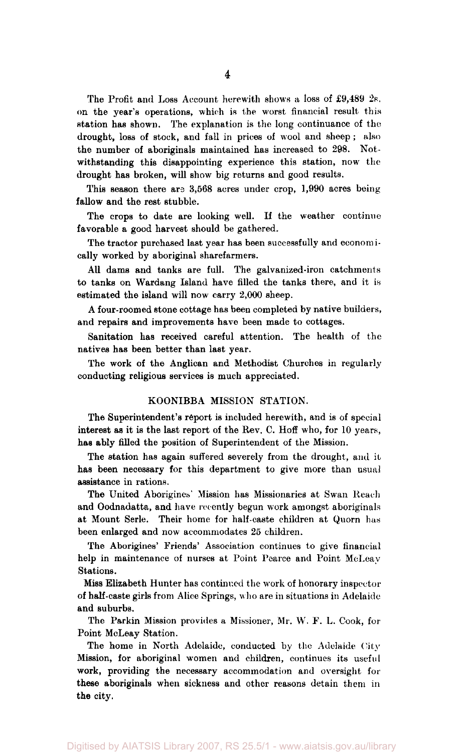The Profit and Loss Account herewith shows a loss of £9,489 2s. on the year's operations, which is the worst financial result this station has shown. The explanation is the long continuance of the drought, loss of stock, and fall in prices of wool and sheep; also the number of aboriginals maintained has increased to 298. Notwithstanding this disappointing experience this station, now the drought has broken, will show big returns and good results.

This season there are 3,568 acres under crop, 1,990 acres being fallow and the rest stubble.

The crops to date are looking well. If the weather continue favorable a good harvest should be gathered.

The tractor purchased last year has been successfully and economically worked by aboriginal sharefarmers.

All dams and tanks are full. The galvanized-iron catchments to tanks on Wardang Island have filled the tanks there, and it is estimated the island will now carry 2,000 sheep.

A four-roomed stone cottage has been completed by native builders, and repairs and improvements have been made to cottages.

Sanitation has received careful attention. The health of the natives has been better than last year.

The work of the Anglican and Methodist Churches in regularly conducting religious services is much appreciated.

## KOONIBBA MISSION STATION.

The Superintendent's report is included herewith, and is of special interest as it is the last report of the Rev. C. Hoff who, for 10 years, has ably filled the position of Superintendent of the Mission.

The station has again suffered severely from the drought, and it has been necessary for this department to give more than usual assistance in rations.

The United Aborigines' Mission has Missionaries at Swan Reach and Oodnadatta, and have recently begun work amongst aboriginals at Mount Serle. Their home for half-caste children at Quorn has been enlarged and now accommodates 25 children.

The Aborigines' Friends' Association continues to give financial help in maintenance of nurses at Point Pearce and Point McLeay Stations.

Miss Elizabeth Hunter has continued the work of honorary inspector of half-caste girls from Alice Springs, who are in situations in Adelaide and suburbs.

The Parkin Mission provides a Missioner, Mr. W. F. L. Cook, for Point McLeay Station.

The home in North Adelaide, conducted by the Adelaide City Mission, for aboriginal women and children, continues its useful work, providing the necessary accommodation and oversight for these aboriginals when sickness and other reasons detain them in the city.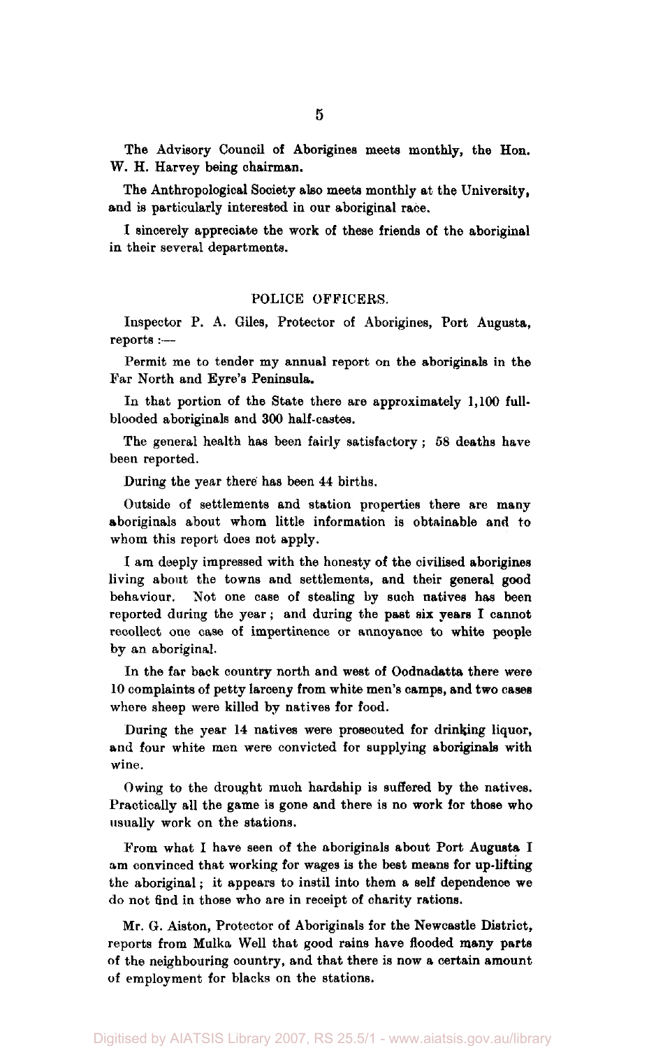The Advisory Council of Aborigines meets monthly, the Hon. W. H. Harvey being chairman.

The Anthropological Society also meets monthly at the University, and is particularly interested in our aboriginal race.

I sincerely appreciate the work of these friends of the aboriginal in their several departments.

## POLICE OFFICERS.

Inspector P. A. Giles, Protector of Aborigines, Port Augusta, reports :—

Permit me to tender my annual report on the aboriginals in the Far North and Eyre's Peninsula.

In that portion of the State there are approximately 1,100 full-blooded aboriginals and 300 half-castes.

The general health has been fairly satisfactory ; 58 deaths have been reported.

During the year there has been 44 births.

Outside of settlements and station properties there are many aboriginals about whom little information is obtainable and to whom this report does not apply.

I am deeply impressed with the honesty of the civilised aborigines living about the towns and settlements, and their general good behaviour. Not one case of stealing by such natives has been reported during the year ; and during the past six years I cannot recollect one case of impertinence or annoyance to white people by an aboriginal.

In the far back country north and west of Oodnadatta there were 10 complaints of petty larceny from white men's camps, and two cases where sheep were killed by natives for food.

During the year 14 natives were prosecuted for drinking liquor, and four white men were convicted for supplying aboriginals with wine.

Owing to the drought much hardship is suffered by the natives. Practically all the game is gone and there is no work for those who usually work on the stations.

From what I have seen of the aboriginals about Port Augusta I am convinced that working for wages is the best means for up-lifting the aboriginal ; it appears to instil into them a self dependence we do not find in those who are in receipt of charity rations.

Mr. G. Aiston, Protector of Aboriginals for the Newcastle District, reports from Mulka Well that good rains have flooded many parts of the neighbouring country, and that there is now a certain amount of employment for blacks on the stations.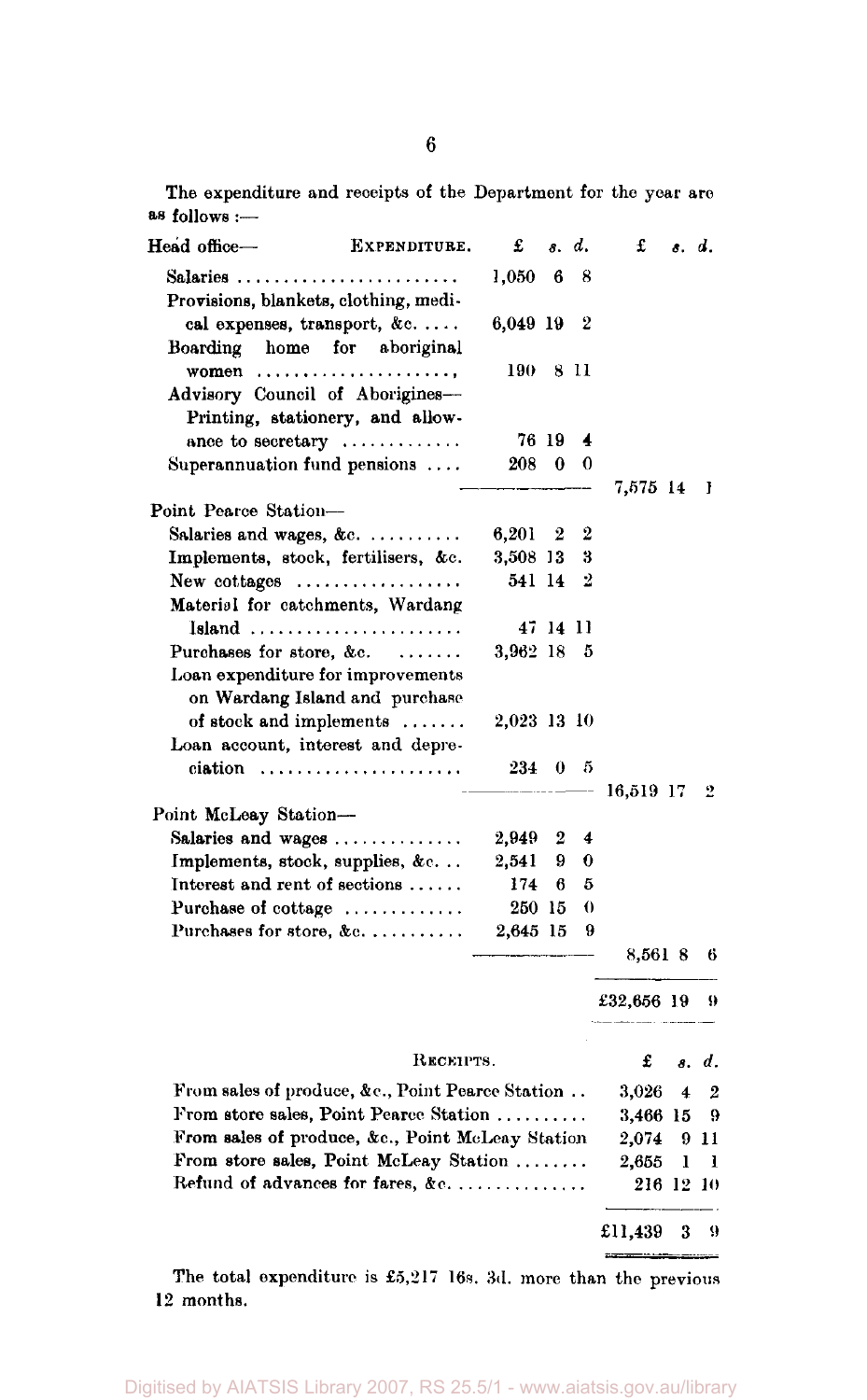The expenditure and receipts of the Department for the year are as follows :—

| EXPENDITURE. | £ s. d. | £ s. d. |
|---|---|---|
| Head office— | | |
| Salaries | 1,050 6 8 | |
| Provisions, blankets, clothing, medical expenses, transport, &c. | 6,049 19 2 | |
| Boarding home for aboriginal women | 190 8 11 | |
| Advisory Council of Aborigines—Printing, stationery, and allowance to secretary | 76 19 4 | |
| Superannuation fund pensions | 208 0 0 | |
| | | 7,575 14 1 |
| Point Pearce Station— | | |
| Salaries and wages, &c. | 6,201 2 2 | |
| Implements, stock, fertilisers, &c. | 3,508 13 3 | |
| New cottages | 541 14 2 | |
| Material for catchments, Wardang Island | 47 14 11 | |
| Purchases for store, &c. | 3,962 18 5 | |
| Loan expenditure for improvements on Wardang Island and purchase of stock and implements | 2,023 13 10 | |
| Loan account, interest and depreciation | 234 0 5 | |
| | | 16,519 17 2 |
| Point McLeay Station— | | |
| Salaries and wages | 2,949 2 4 | |
| Implements, stock, supplies, &c. | 2,541 9 0 | |
| Interest and rent of sections | 174 6 5 | |
| Purchase of cottage | 250 15 0 | |
| Purchases for store, &c. | 2,645 15 9 | |
| | | 8,561 8 6 |
| | | £32,656 19 9 |

| RECEIPTS. | £ s. d. |
|---|---|
| From sales of produce, &c., Point Pearce Station | 3,026 4 2 |
| From store sales, Point Pearce Station | 3,466 15 9 |
| From sales of produce, &c., Point McLeay Station | 2,074 9 11 |
| From store sales, Point McLeay Station | 2,655 1 1 |
| Refund of advances for fares, &c. | 216 12 10 |
| | £11,439 3 9 |

The total expenditure is £5,217 16s. 3d. more than the previous 12 months.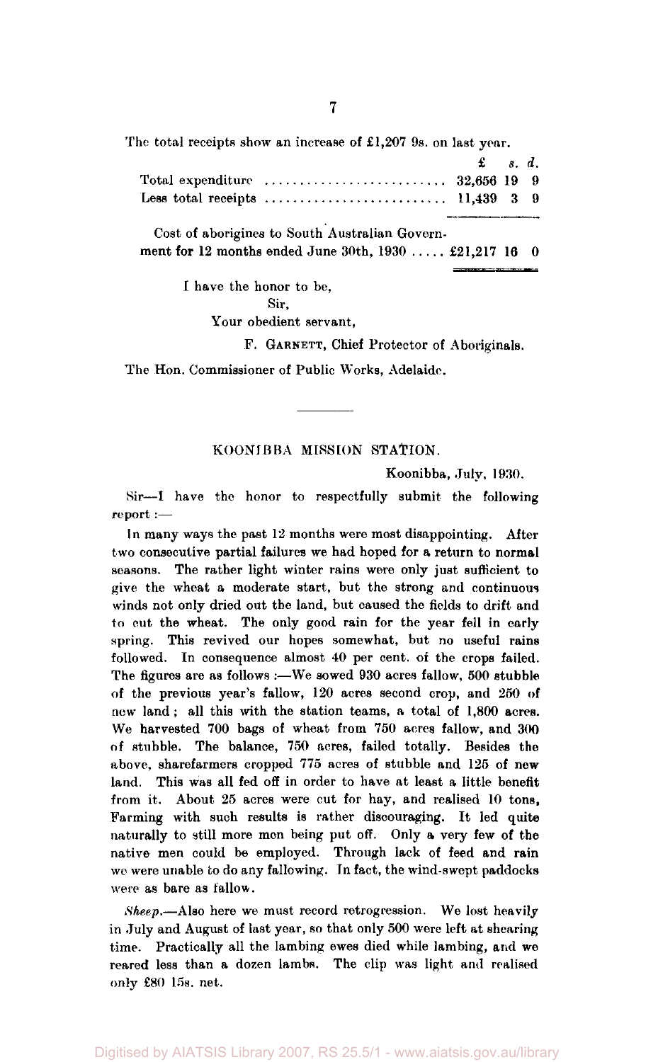The total receipts show an increase of £1,207 9s. on last year.

| | £ | s. | d. |
|---|---|---|---|
| Total expenditure .......................... | 32,656 | 19 | 9 |
| Less total receipts .......................... | 11,439 | 3 | 9 |
| Cost of aborigines to South Australian Government for 12 months ended June 30th, 1930 ..... | £21,217 | 16 | 0 |

I have the honor to be,

Sir,

Your obedient servant,

F. GARNETT, Chief Protector of Aboriginals.

The Hon. Commissioner of Public Works, Adelaide.

---

## KOONIBBA MISSION STATION.

Koonibba, July, 1930.

Sir—I have the honor to respectfully submit the following report :—

In many ways the past 12 months were most disappointing. After two consecutive partial failures we had hoped for a return to normal seasons. The rather light winter rains were only just sufficient to give the wheat a moderate start, but the strong and continuous winds not only dried out the land, but caused the fields to drift and to cut the wheat. The only good rain for the year fell in early spring. This revived our hopes somewhat, but no useful rains followed. In consequence almost 40 per cent. of the crops failed. The figures are as follows :—We sowed 930 acres fallow, 500 stubble of the previous year's fallow, 120 acres second crop, and 250 of new land ; all this with the station teams, a total of 1,800 acres. We harvested 700 bags of wheat from 750 acres fallow, and 300 of stubble. The balance, 750 acres, failed totally. Besides the above, sharefarmers cropped 775 acres of stubble and 125 of new land. This was all fed off in order to have at least a little benefit from it. About 25 acres were cut for hay, and realised 10 tons, Farming with such results is rather discouraging. It led quite naturally to still more men being put off. Only a very few of the native men could be employed. Through lack of feed and rain we were unable to do any fallowing. In fact, the wind-swept paddocks were as bare as fallow.

*Sheep.*—Also here we must record retrogression. We lost heavily in July and August of last year, so that only 500 were left at shearing time. Practically all the lambing ewes died while lambing, and we reared less than a dozen lambs. The clip was light and realised only £80 15s. net.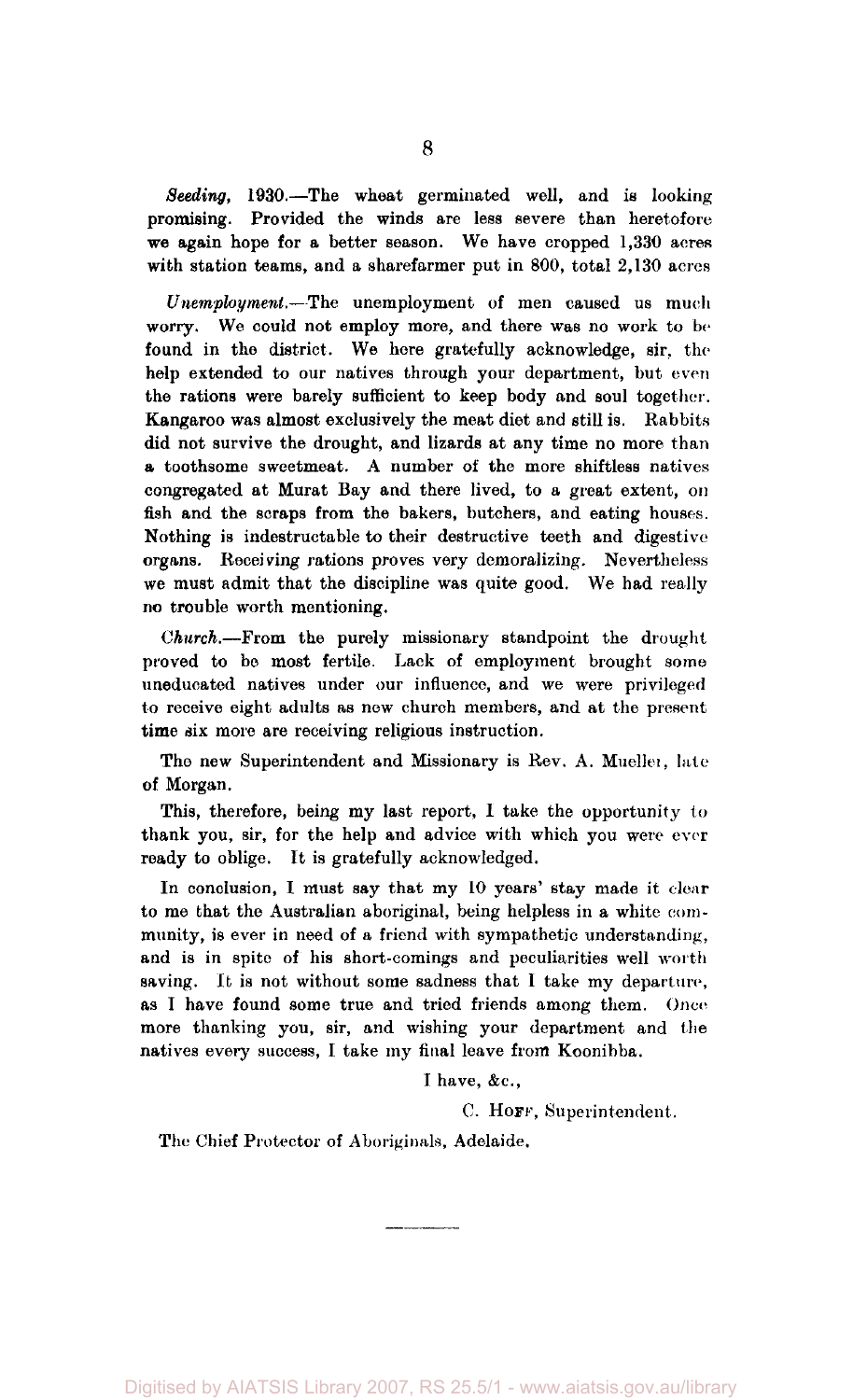*Seeding,* 1930.—The wheat germinated well, and is looking promising. Provided the winds are less severe than heretofore we again hope for a better season. We have cropped 1,330 acres with station teams, and a sharefarmer put in 800, total 2,130 acres

*Unemployment.*—The unemployment of men caused us much worry. We could not employ more, and there was no work to be found in the district. We here gratefully acknowledge, sir, the help extended to our natives through your department, but even the rations were barely sufficient to keep body and soul together. Kangaroo was almost exclusively the meat diet and still is. Rabbits did not survive the drought, and lizards at any time no more than a toothsome sweetmeat. A number of the more shiftless natives congregated at Murat Bay and there lived, to a great extent, on fish and the scraps from the bakers, butchers, and eating houses. Nothing is indestructable to their destructive teeth and digestive organs. Receiving rations proves very demoralizing. Nevertheless we must admit that the discipline was quite good. We had really no trouble worth mentioning.

*Church.*—From the purely missionary standpoint the drought proved to be most fertile. Lack of employment brought some uneducated natives under our influence, and we were privileged to receive eight adults as new church members, and at the present time six more are receiving religious instruction.

The new Superintendent and Missionary is Rev. A. Mueller, late of Morgan.

This, therefore, being my last report, I take the opportunity to thank you, sir, for the help and advice with which you were ever ready to oblige. It is gratefully acknowledged.

In conclusion, I must say that my 10 years' stay made it clear to me that the Australian aboriginal, being helpless in a white community, is ever in need of a friend with sympathetic understanding, and is in spite of his short-comings and peculiarities well worth saving. It is not without some sadness that I take my departure, as I have found some true and tried friends among them. Once more thanking you, sir, and wishing your department and the natives every success, I take my final leave from Koonibba.

I have, &c.,

C. HOFF, Superintendent.

The Chief Protector of Aboriginals, Adelaide.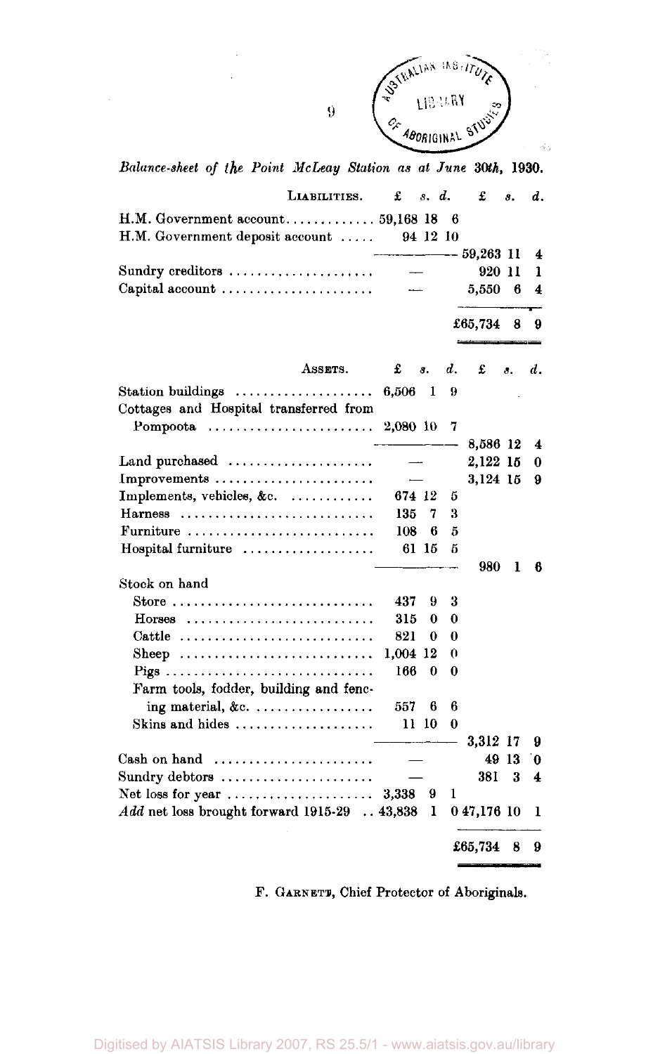*Balance-sheet of the Point McLeay Station as at June 30th, 1930.*

| LIABILITIES. | £ s. d. | £ s. d. |
|---|---|---|
| H.M. Government account | 59,168 18 6 | |
| H.M. Government deposit account | 94 12 10 | |
| | | 59,263 11 4 |
| Sundry creditors | — | 920 11 1 |
| Capital account | — | 5,550 6 4 |
| | | £65,734 8 9 |

| ASSETS. | £ s. d. | £ s. d. |
|---|---|---|
| Station buildings | 6,506 1 9 | |
| Cottages and Hospital transferred from Pompoota | 2,080 10 7 | |
| | | 8,586 12 4 |
| Land purchased | — | 2,122 15 0 |
| Improvements | — | 3,124 15 9 |
| Implements, vehicles, &c. | 674 12 5 | |
| Harness | 135 7 3 | |
| Furniture | 108 6 5 | |
| Hospital furniture | 61 15 5 | |
| | | 980 1 6 |
| Stock on hand | | |
| Store | 437 9 3 | |
| Horses | 315 0 0 | |
| Cattle | 821 0 0 | |
| Sheep | 1,004 12 0 | |
| Pigs | 166 0 0 | |
| Farm tools, fodder, building and fencing material, &c. | 557 6 6 | |
| Skins and hides | 11 10 0 | |
| | | 3,312 17 9 |
| Cash on hand | — | 49 13 0 |
| Sundry debtors | — | 381 3 4 |
| Net loss for year | 3,338 9 1 | |
| *Add* net loss brought forward 1915-29 | 43,838 1 0 | 47,176 10 1 |
| | | £65,734 8 9 |

F. GARNETT, Chief Protector of Aboriginals.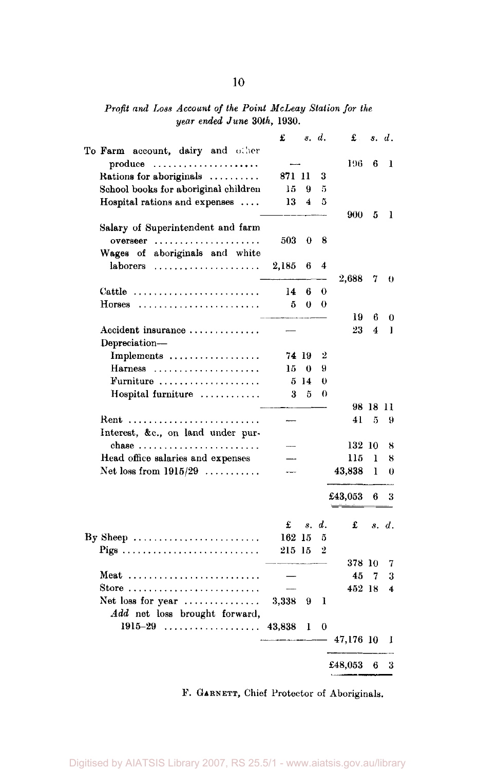*Profit and Loss Account of the Point McLeay Station for the year ended June 30th, 1930.*

| | £ s. d. | £ s. d. |
|---|---|---|
| To Farm account, dairy and other produce | — | 196 6 1 |
| Rations for aboriginals | 871 11 3 | |
| School books for aboriginal children | 15 9 5 | |
| Hospital rations and expenses | 13 4 5 | |
| | | 900 5 1 |
| Salary of Superintendent and farm overseer | 503 0 8 | |
| Wages of aboriginals and white laborers | 2,185 6 4 | |
| | | 2,688 7 0 |
| Cattle | 14 6 0 | |
| Horses | 5 0 0 | |
| | | 19 6 0 |
| Accident insurance | — | 23 4 1 |
| Depreciation— | | |
| Implements | 74 19 2 | |
| Harness | 15 0 9 | |
| Furniture | 5 14 0 | |
| Hospital furniture | 3 5 0 | |
| | | 98 18 11 |
| Rent | — | 41 5 9 |
| Interest, &c., on land under purchase | — | 132 10 8 |
| Head office salaries and expenses | — | 115 1 8 |
| Net loss from 1915/29 | — | 43,838 1 0 |
| | | £43,053 6 3 |

| | £ s. d. | £ s. d. |
|---|---|---|
| By Sheep | 162 15 5 | |
| Pigs | 215 15 2 | |
| | | 378 10 7 |
| Meat | — | 45 7 3 |
| Store | — | 452 18 4 |
| Net loss for year | 3,338 9 1 | |
| *Add* net loss brought forward, 1915–29 | 43,838 1 0 | |
| | | 47,176 10 1 |
| | | £48,053 6 3 |

F. GARNETT, Chief Protector of Aboriginals.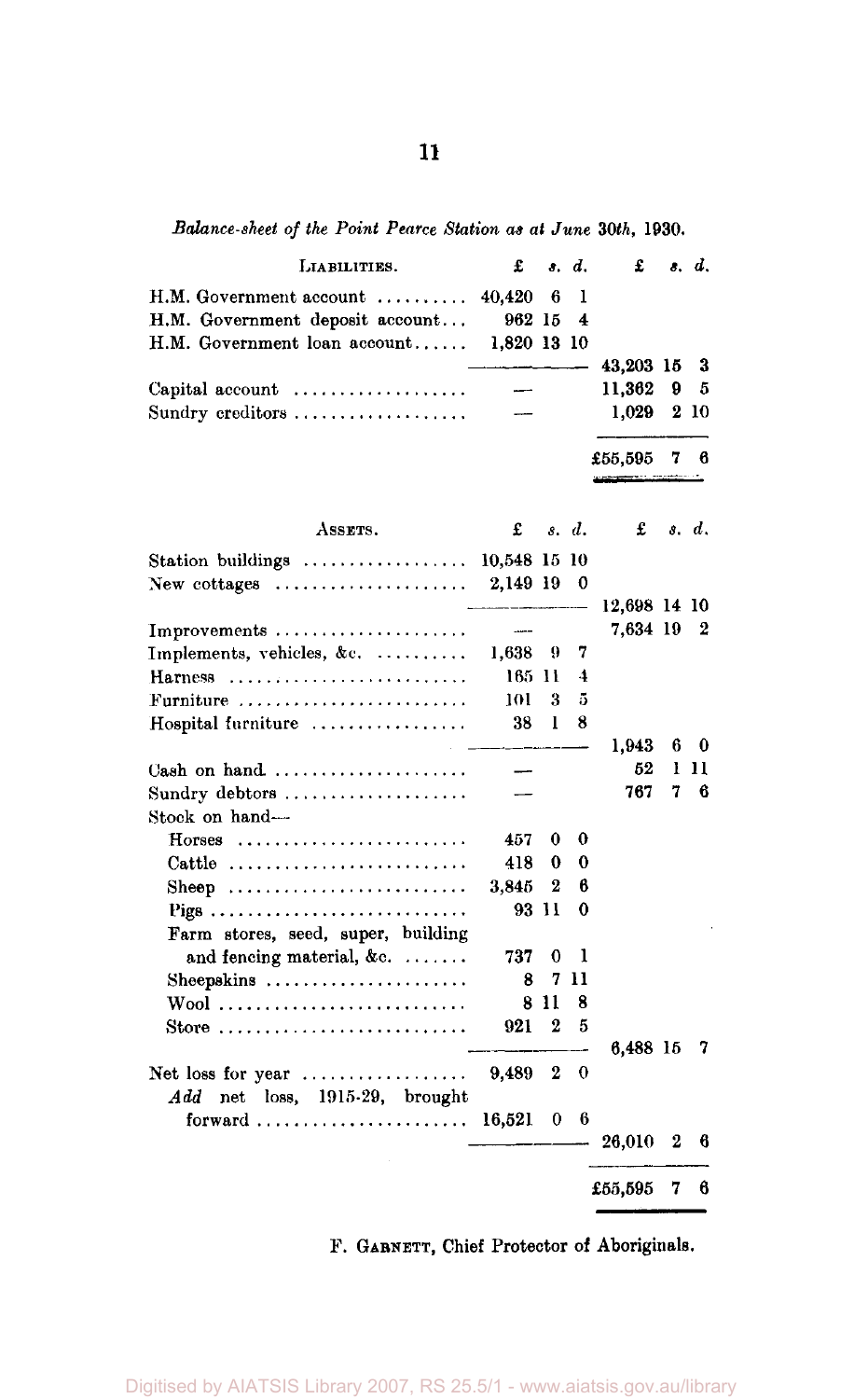*Balance-sheet of the Point Pearce Station as at June 30th, 1930.*

| LIABILITIES. | £ s. d. | £ s. d. |
|---|---|---|
| H.M. Government account | 40,420 6 1 | |
| H.M. Government deposit account | 962 15 4 | |
| H.M. Government loan account | 1,820 13 10 | |
| | | 43,203 15 3 |
| Capital account | — | 11,362 9 5 |
| Sundry creditors | — | 1,029 2 10 |
| | | £55,595 7 6 |

| ASSETS. | £ s. d. | £ s. d. |
|---|---|---|
| Station buildings | 10,548 15 10 | |
| New cottages | 2,149 19 0 | |
| | | 12,698 14 10 |
| Improvements | — | 7,634 19 2 |
| Implements, vehicles, &c. | 1,638 9 7 | |
| Harness | 165 11 4 | |
| Furniture | 101 3 5 | |
| Hospital furniture | 38 1 8 | |
| | | 1,943 6 0 |
| Cash on hand | — | 52 1 11 |
| Sundry debtors | — | 767 7 6 |
| Stock on hand— | | |
| Horses | 457 0 0 | |
| Cattle | 418 0 0 | |
| Sheep | 3,845 2 6 | |
| Pigs | 93 11 0 | |
| Farm stores, seed, super, building and fencing material, &c. | 737 0 1 | |
| Sheepskins | 8 7 11 | |
| Wool | 8 11 8 | |
| Store | 921 2 5 | |
| | | 6,488 15 7 |
| Net loss for year | 9,489 2 0 | |
| *Add* net loss, 1915-29, brought forward | 16,521 0 6 | |
| | | 26,010 2 6 |
| | | £55,595 7 6 |

F. GARNETT, Chief Protector of Aboriginals.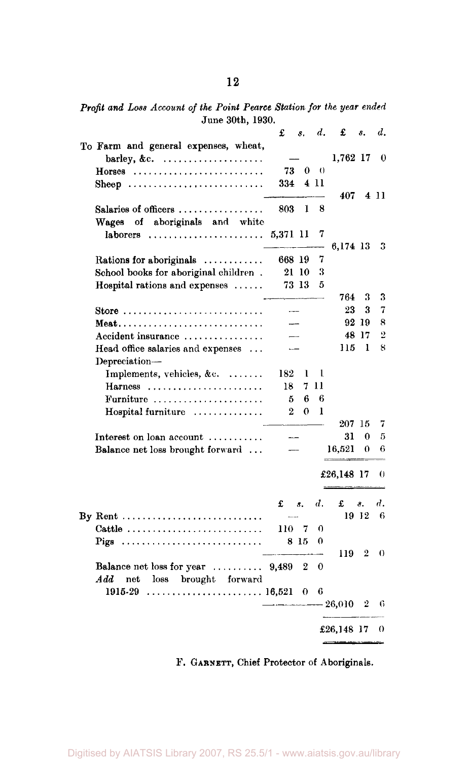*Profit and Loss Account of the Point Pearce Station for the year ended June 30th, 1930.*

| | £ s. d. | £ s. d. |
|---|---|---|
| To Farm and general expenses, wheat, barley, &c. | — | 1,762 17 0 |
| Horses | 73 0 0 | |
| Sheep | 334 4 11 | |
| | | 407 4 11 |
| Salaries of officers | 803 1 8 | |
| Wages of aboriginals and white laborers | 5,371 11 7 | |
| | | 6,174 13 3 |
| Rations for aboriginals | 668 19 7 | |
| School books for aboriginal children | 21 10 3 | |
| Hospital rations and expenses | 73 13 5 | |
| | | 764 3 3 |
| Store | — | 23 3 7 |
| Meat | — | 92 19 8 |
| Accident insurance | — | 48 17 2 |
| Head office salaries and expenses | — | 115 1 8 |
| Depreciation— | | |
| Implements, vehicles, &c. | 182 1 1 | |
| Harness | 18 7 11 | |
| Furniture | 5 6 6 | |
| Hospital furniture | 2 0 1 | |
| | | 207 15 7 |
| Interest on loan account | — | 31 0 5 |
| Balance net loss brought forward | — | 16,521 0 6 |
| | | £26,148 17 0 |

| | £ s. d. | £ s. d. |
|---|---|---|
| By Rent | — | 19 12 6 |
| Cattle | 110 7 0 | |
| Pigs | 8 15 0 | |
| | | 119 2 0 |
| Balance net loss for year | 9,489 2 0 | |
| *Add* net loss brought forward 1915-29 | 16,521 0 6 | |
| | | 26,010 2 6 |
| | | £26,148 17 0 |

F. Garnett, Chief Protector of Aboriginals.